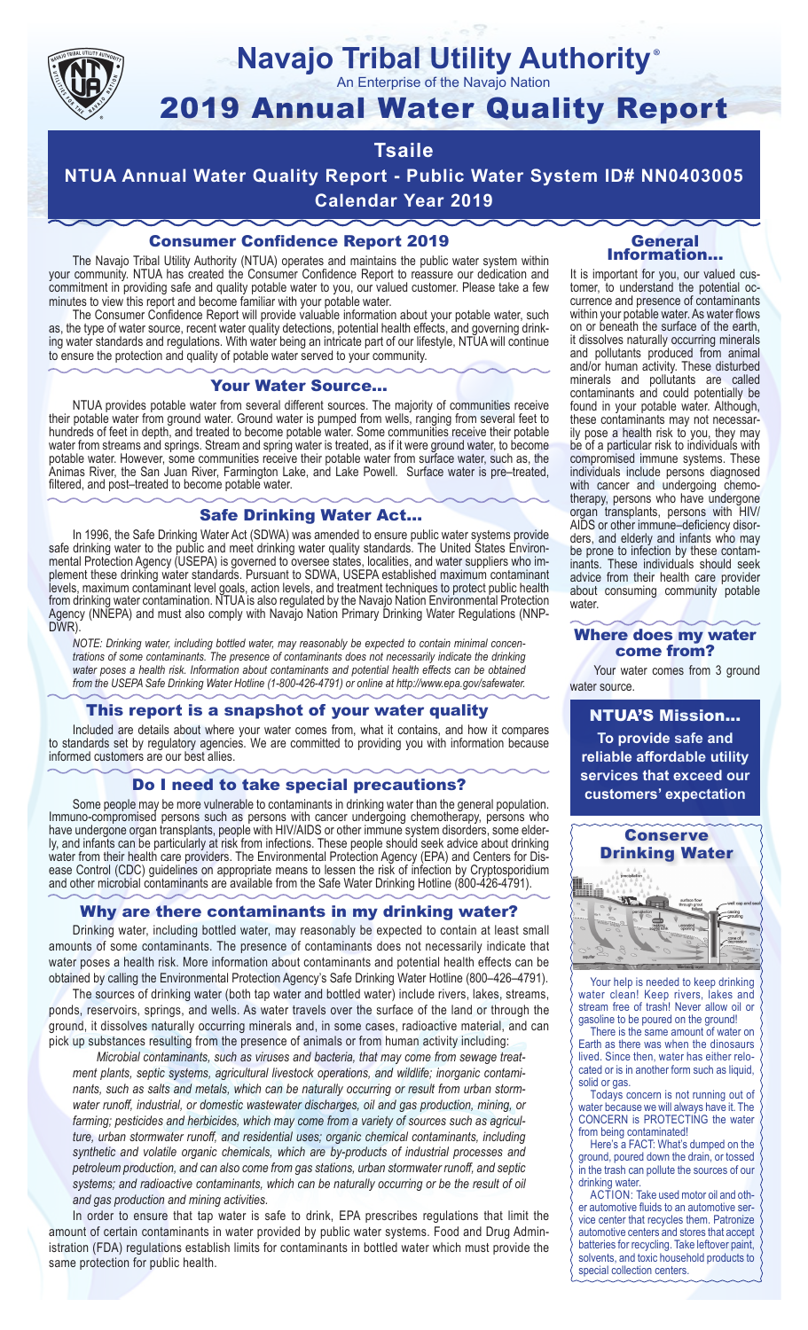# Navajo Tribal Utility Authority®

An Enterprise of the Navajo Nation

# 2019 Annual Water Quality Report

## Tsaile

## NTUA Annual Water Quality Report - Public Water System ID# NN0403005

## Calendar Year 2019

### Consumer Confidence Report 2019

The Navajo Tribal Utility Authority (NTUA) operates and maintains the public water system within your community. NTUA has created the Consumer Confidence Report to reassure our dedication and commitment in providing safe and quality potable water to you, our valued customer. Please take a few minutes to view this report and become familiar with your potable water.

The Consumer Confidence Report will provide valuable information about your potable water, such as, the type of water source, recent water quality detections, potential health effects, and governing drinking water standards and regulations. With water being an intricate part of our lifestyle, NTUA will continue to ensure the protection and quality of potable water served to your community.

### Your Water Source…

NTUA provides potable water from several different sources. The majority of communities receive their potable water from ground water. Ground water is pumped from wells, ranging from several feet to hundreds of feet in depth, and treated to become potable water. Some communities receive their potable water from streams and springs. Stream and spring water is treated, as if it were ground water, to become potable water. However, some communities receive their potable water from surface water, such as, the Animas River, the San Juan River, Farmington Lake, and Lake Powell. Surface water is pre–treated, filtered, and post–treated to become potable water.

### Safe Drinking Water Act…

In 1996, the Safe Drinking Water Act (SDWA) was amended to ensure public water systems provide safe drinking water to the public and meet drinking water quality standards. The United States Environmental Protection Agency (USEPA) is governed to oversee states, localities, and water suppliers who implement these drinking water standards. Pursuant to SDWA, USEPA established maximum contaminant levels, maximum contaminant level goals, action levels, and treatment techniques to protect public health from drinking water contamination. NTUA is also regulated by the Navajo Nation Environmental Protection Agency (NNEPA) and must also comply with Navajo Nation Primary Drinking Water Regulations (NNPDWR).

*NOTE: Drinking water, including bottled water, may reasonably be expected to contain minimal concentrations of some contaminants. The presence of contaminants does not necessarily indicate the drinking water poses a health risk. Information about contaminants and potential health effects can be obtained from the USEPA Safe Drinking Water Hotline (1-800-426-4791) or online at http://www.epa.gov/safewater.*

### This report is a snapshot of your water quality

Included are details about where your water comes from, what it contains, and how it compares to standards set by regulatory agencies. We are committed to providing you with information because informed customers are our best allies.

### Do I need to take special precautions?

Some people may be more vulnerable to contaminants in drinking water than the general population. Immuno-compromised persons such as persons with cancer undergoing chemotherapy, persons who have undergone organ transplants, people with HIV/AIDS or other immune system disorders, some elderly, and infants can be particularly at risk from infections. These people should seek advice about drinking water from their health care providers. The Environmental Protection Agency (EPA) and Centers for Disease Control (CDC) guidelines on appropriate means to lessen the risk of infection by Cryptosporidium and other microbial contaminants are available from the Safe Water Drinking Hotline (800-426-4791).

### Why are there contaminants in my drinking water?

Drinking water, including bottled water, may reasonably be expected to contain at least small amounts of some contaminants. The presence of contaminants does not necessarily indicate that water poses a health risk. More information about contaminants and potential health effects can be obtained by calling the Environmental Protection Agency's Safe Drinking Water Hotline (800–426–4791).

The sources of drinking water (both tap water and bottled water) include rivers, lakes, streams, ponds, reservoirs, springs, and wells. As water travels over the surface of the land or through the ground, it dissolves naturally occurring minerals and, in some cases, radioactive material, and can pick up substances resulting from the presence of animals or from human activity including:

*Microbial contaminants, such as viruses and bacteria, that may come from sewage treatment plants, septic systems, agricultural livestock operations, and wildlife; inorganic contaminants, such as salts and metals, which can be naturally occurring or result from urban stormwater runoff, industrial, or domestic wastewater discharges, oil and gas production, mining, or farming; pesticides and herbicides, which may come from a variety of sources such as agriculture, urban stormwater runoff, and residential uses; organic chemical contaminants, including synthetic and volatile organic chemicals, which are by-products of industrial processes and petroleum production, and can also come from gas stations, urban stormwater runoff, and septic systems; and radioactive contaminants, which can be naturally occurring or be the result of oil and gas production and mining activities.*

In order to ensure that tap water is safe to drink, EPA prescribes regulations that limit the amount of certain contaminants in water provided by public water systems. Food and Drug Administration (FDA) regulations establish limits for contaminants in bottled water which must provide the same protection for public health.

### General Information…

It is important for you, our valued customer, to understand the potential occurrence and presence of contaminants within your potable water. As water flows on or beneath the surface of the earth, it dissolves naturally occurring minerals and pollutants produced from animal and/or human activity. These disturbed minerals and pollutants are called contaminants and could potentially be found in your potable water. Although, these contaminants may not necessarily pose a health risk to you, they may be of a particular risk to individuals with compromised immune systems. These individuals include persons diagnosed with cancer and undergoing chemotherapy, persons who have undergone organ transplants, persons with HIV/AIDS or other immune–deficiency disorders, and elderly and infants who may be prone to infection by these contaminants. These individuals should seek advice from their health care provider about consuming community potable water.

### Where does my water come from?

Your water comes from 3 ground water source.

### NTUA'S Mission…

**To provide safe and reliable affordable utility services that exceed our customers' expectation**

### Conserve Drinking Water

Your help is needed to keep drinking water clean! Keep rivers, lakes and stream free of trash! Never allow oil or gasoline to be poured on the ground!

There is the same amount of water on Earth as there was when the dinosaurs lived. Since then, water has either relocated or is in another form such as liquid, solid or gas.

Todays concern is not running out of water because we will always have it. The CONCERN is PROTECTING the water from being contaminated!

Here's a FACT: What's dumped on the ground, poured down the drain, or tossed in the trash can pollute the sources of our drinking water.

ACTION: Take used motor oil and other automotive fluids to an automotive service center that recycles them. Patronize automotive centers and stores that accept batteries for recycling. Take leftover paint, solvents, and toxic household products to special collection centers.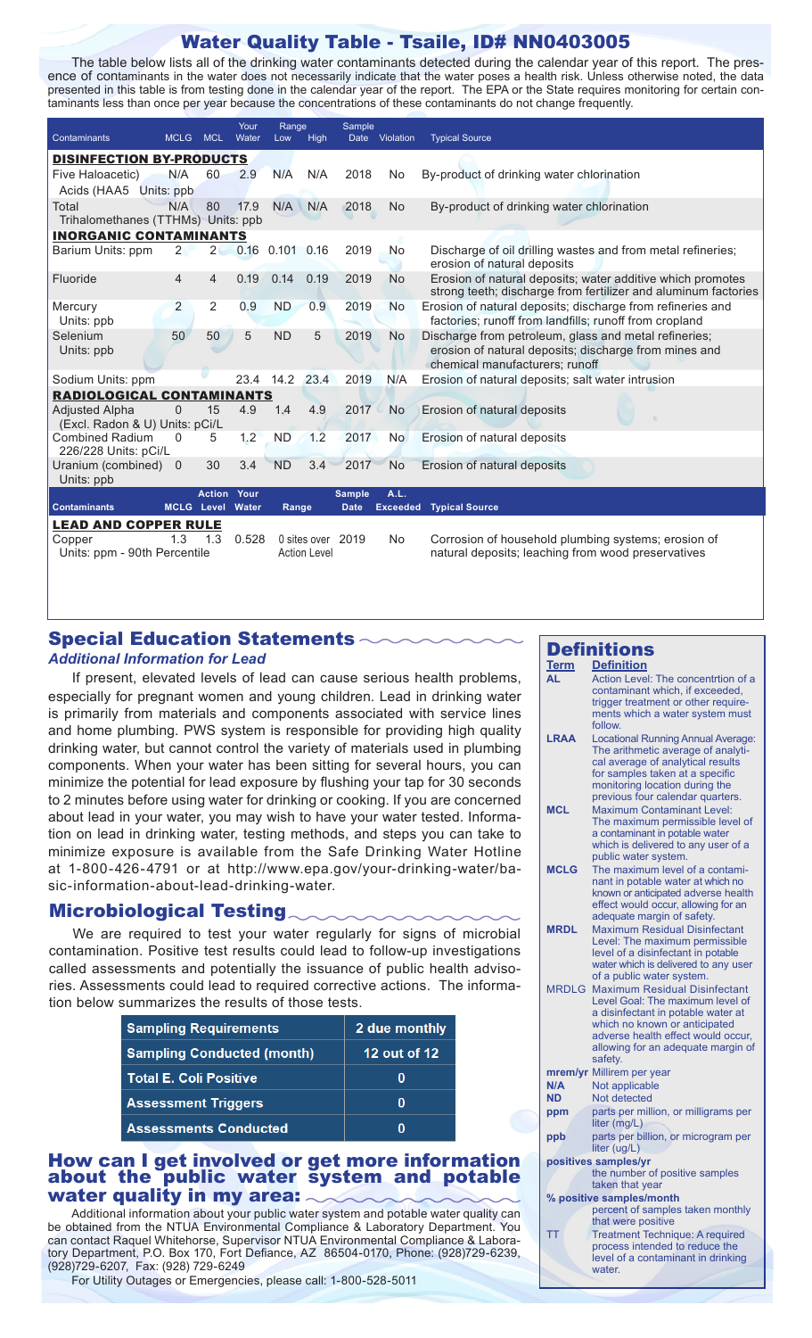# Water Quality Table - Tsaile, ID# NN0403005

The table below lists all of the drinking water contaminants detected during the calendar year of this report. The presence of contaminants in the water does not necessarily indicate that the water poses a health risk. Unless otherwise noted, the data presented in this table is from testing done in the calendar year of the report. The EPA or the State requires monitoring for certain contaminants less than once per year because the concentrations of these contaminants do not change frequently.

| Contaminants | MCLG | MCL | Your Water | Range Low | Range High | Sample Date | Violation | Typical Source |
|---|---|---|---|---|---|---|---|---|
| **DISINFECTION BY-PRODUCTS** | | | | | | | | |
| Five Haloacetic Acids (HAA5 Units: ppb | N/A | 60 | 2.9 | N/A | N/A | 2018 | No | By-product of drinking water chlorination |
| Total Trihalomethanes (TTHMs) Units: ppb | N/A | 80 | 17.9 | N/A | N/A | 2018 | No | By-product of drinking water chlorination |
| **INORGANIC CONTAMINANTS** | | | | | | | | |
| Barium Units: ppm | 2 | 2 | 0.16 | 0.101 | 0.16 | 2019 | No | Discharge of oil drilling wastes and from metal refineries; erosion of natural deposits |
| Fluoride | 4 | 4 | 0.19 | 0.14 | 0.19 | 2019 | No | Erosion of natural deposits; water additive which promotes strong teeth; discharge from fertilizer and aluminum factories |
| Mercury Units: ppb | 2 | 2 | 0.9 | ND | 0.9 | 2019 | No | Erosion of natural deposits; discharge from refineries and factories; runoff from landfills; runoff from cropland |
| Selenium Units: ppb | 50 | 50 | 5 | ND | 5 | 2019 | No | Discharge from petroleum, glass and metal refineries; erosion of natural deposits; discharge from mines and chemical manufacturers; runoff |
| Sodium Units: ppm | | | 23.4 | 14.2 | 23.4 | 2019 | N/A | Erosion of natural deposits; salt water intrusion |
| **RADIOLOGICAL CONTAMINANTS** | | | | | | | | |
| Adjusted Alpha (Excl. Radon & U) Units: pCi/L | 0 | 15 | 4.9 | 1.4 | 4.9 | 2017 | No | Erosion of natural deposits |
| Combined Radium 226/228 Units: pCi/L | 0 | 5 | 1.2 | ND | 1.2 | 2017 | No | Erosion of natural deposits |
| Uranium (combined) Units: ppb | 0 | 30 | 3.4 | ND | 3.4 | 2017 | No | Erosion of natural deposits |

| Contaminants | MCLG | Action Level | Your Water | Range | Sample Date | A.L. Exceeded | Typical Source |
|---|---|---|---|---|---|---|---|
| **LEAD AND COPPER RULE** | | | | | | | |
| Copper Units: ppm - 90th Percentile | 1.3 | 1.3 | 0.528 | 0 sites over Action Level | 2019 | No | Corrosion of household plumbing systems; erosion of natural deposits; leaching from wood preservatives |

## Special Education Statements

### *Additional Information for Lead*

If present, elevated levels of lead can cause serious health problems, especially for pregnant women and young children. Lead in drinking water is primarily from materials and components associated with service lines and home plumbing. PWS system is responsible for providing high quality drinking water, but cannot control the variety of materials used in plumbing components. When your water has been sitting for several hours, you can minimize the potential for lead exposure by flushing your tap for 30 seconds to 2 minutes before using water for drinking or cooking. If you are concerned about lead in your water, you may wish to have your water tested. Information on lead in drinking water, testing methods, and steps you can take to minimize exposure is available from the Safe Drinking Water Hotline at 1-800-426-4791 or at http://www.epa.gov/your-drinking-water/basic-information-about-lead-drinking-water.

## Microbiological Testing

We are required to test your water regularly for signs of microbial contamination. Positive test results could lead to follow-up investigations called assessments and potentially the issuance of public health advisories. Assessments could lead to required corrective actions. The information below summarizes the results of those tests.

| Sampling Requirements | 2 due monthly |
|---|---|
| Sampling Conducted (month) | 12 out of 12 |
| Total E. Coli Positive | 0 |
| Assessment Triggers | 0 |
| Assessments Conducted | 0 |

## How can I get involved or get more information about the public water system and potable water quality in my area:

Additional information about your public water system and potable water quality can be obtained from the NTUA Environmental Compliance & Laboratory Department. You can contact Raquel Whitehorse, Supervisor NTUA Environmental Compliance & Laboratory Department, P.O. Box 170, Fort Defiance, AZ 86504-0170, Phone: (928)729-6239, (928)729-6207, Fax: (928) 729-6249

For Utility Outages or Emergencies, please call: 1-800-528-5011

## Definitions

| Term | Definition |
|---|---|
| **AL** | Action Level: The concentrtion of a contaminant which, if exceeded, trigger treatment or other requirements which a water system must follow. |
| **LRAA** | Locational Running Annual Average: The arithmetic average of analytical results for samples taken at a specific monitoring location during the previous four calendar quarters. |
| **MCL** | Maximum Contaminant Level: The maximum permissible level of a contaminant in potable water which is delivered to any user of a public water system. |
| **MCLG** | The maximum level of a contaminant in potable water at which no known or anticipated adverse health effect would occur, allowing for an adequate margin of safety. |
| **MRDL** | Maximum Residual Disinfectant Level: The maximum permissible level of a disinfectant in potable water which is delivered to any user of a public water system. |
| **MRDLG** | Maximum Residual Disinfectant Level Goal: The maximum level of a disinfectant in potable water at which no known or anticipated adverse health effect would occur, allowing for an adequate margin of safety. |
| **mrem/yr** | Millirem per year |
| **N/A** | Not applicable |
| **ND** | Not detected |
| **ppm** | parts per million, or milligrams per liter (mg/L) |
| **ppb** | parts per billion, or microgram per liter (ug/L) |
| **positives samples/yr** | the number of positive samples taken that year |
| **% positive samples/month** | percent of samples taken monthly that were positive |
| **TT** | Treatment Technique: A required process intended to reduce the level of a contaminant in drinking water. |